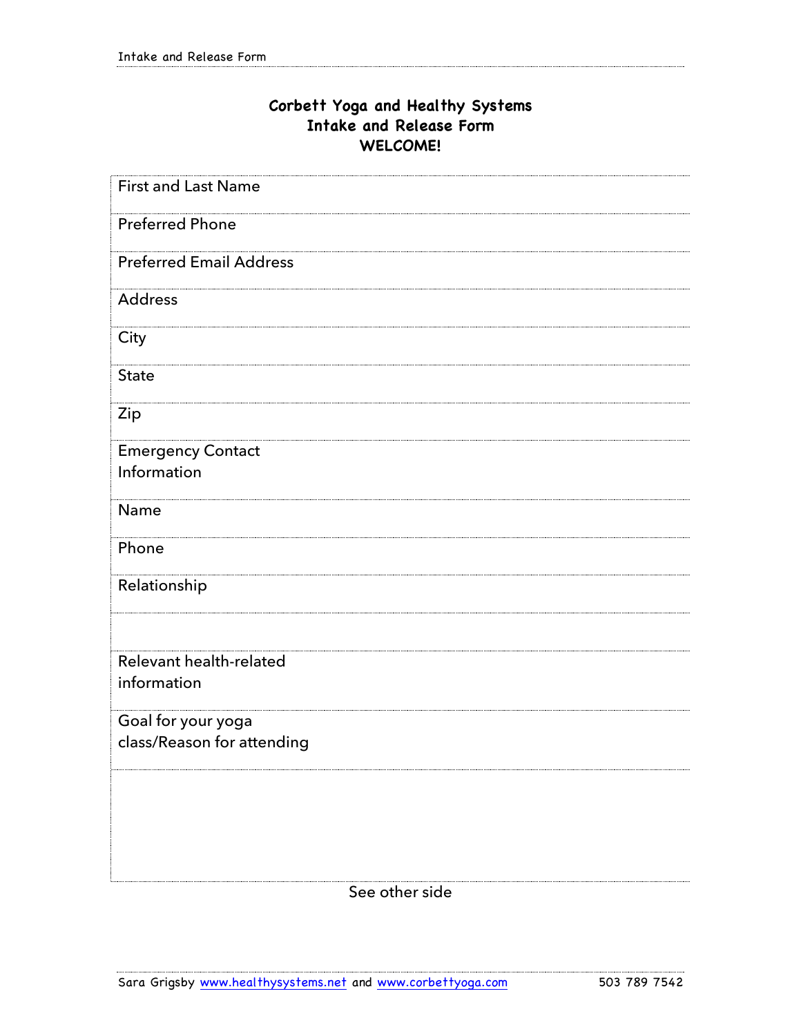# Corbett Yoga and Healthy Systems
# Intake and Release Form
# WELCOME!

| | |
|---|---|
| First and Last Name | |
| Preferred Phone | |
| Preferred Email Address | |
| Address | |
| City | |
| State | |
| Zip | |
| Emergency Contact Information | |
| Name | |
| Phone | |
| Relationship | |
| | |
| Relevant health-related information | |
| Goal for your yoga class/Reason for attending | |
| | |

See other side

Sara Grigsby www.healthysystems.net and www.corbettyoga.com 503 789 7542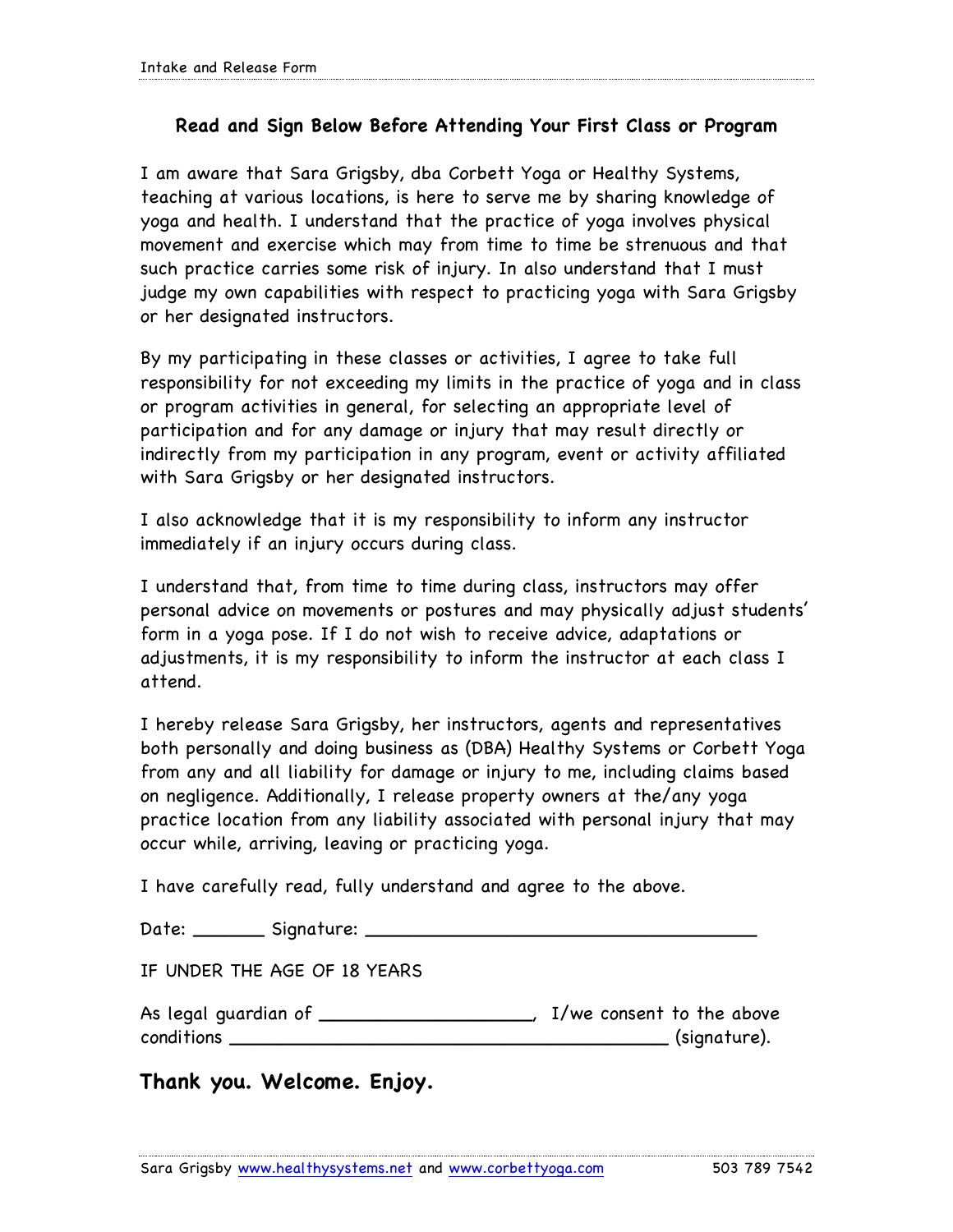## Read and Sign Below Before Attending Your First Class or Program

I am aware that Sara Grigsby, dba Corbett Yoga or Healthy Systems, teaching at various locations, is here to serve me by sharing knowledge of yoga and health. I understand that the practice of yoga involves physical movement and exercise which may from time to time be strenuous and that such practice carries some risk of injury. In also understand that I must judge my own capabilities with respect to practicing yoga with Sara Grigsby or her designated instructors.

By my participating in these classes or activities, I agree to take full responsibility for not exceeding my limits in the practice of yoga and in class or program activities in general, for selecting an appropriate level of participation and for any damage or injury that may result directly or indirectly from my participation in any program, event or activity affiliated with Sara Grigsby or her designated instructors.

I also acknowledge that it is my responsibility to inform any instructor immediately if an injury occurs during class.

I understand that, from time to time during class, instructors may offer personal advice on movements or postures and may physically adjust students' form in a yoga pose. If I do not wish to receive advice, adaptations or adjustments, it is my responsibility to inform the instructor at each class I attend.

I hereby release Sara Grigsby, her instructors, agents and representatives both personally and doing business as (DBA) Healthy Systems or Corbett Yoga from any and all liability for damage or injury to me, including claims based on negligence. Additionally, I release property owners at the/any yoga practice location from any liability associated with personal injury that may occur while, arriving, leaving or practicing yoga.

I have carefully read, fully understand and agree to the above.

Date: _______ Signature: ___________________________________

IF UNDER THE AGE OF 18 YEARS

As legal guardian of ___________________, I/we consent to the above conditions ________________________________________ (signature).

## Thank you. Welcome. Enjoy.